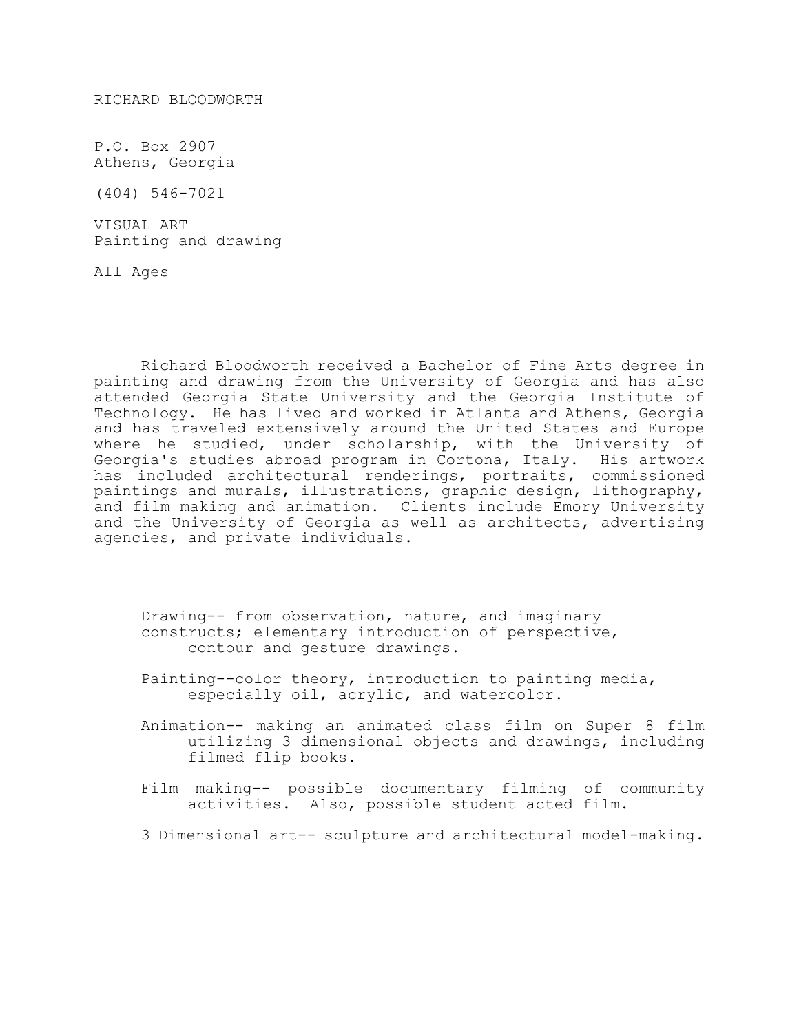RICHARD BLOODWORTH

P.O. Box 2907
Athens, Georgia

(404) 546-7021

VISUAL ART
Painting and drawing

All Ages

Richard Bloodworth received a Bachelor of Fine Arts degree in painting and drawing from the University of Georgia and has also attended Georgia State University and the Georgia Institute of Technology. He has lived and worked in Atlanta and Athens, Georgia and has traveled extensively around the United States and Europe where he studied, under scholarship, with the University of Georgia's studies abroad program in Cortona, Italy. His artwork has included architectural renderings, portraits, commissioned paintings and murals, illustrations, graphic design, lithography, and film making and animation. Clients include Emory University and the University of Georgia as well as architects, advertising agencies, and private individuals.

Drawing-- from observation, nature, and imaginary constructs; elementary introduction of perspective, contour and gesture drawings.

Painting--color theory, introduction to painting media, especially oil, acrylic, and watercolor.

Animation-- making an animated class film on Super 8 film utilizing 3 dimensional objects and drawings, including filmed flip books.

Film making-- possible documentary filming of community activities. Also, possible student acted film.

3 Dimensional art-- sculpture and architectural model-making.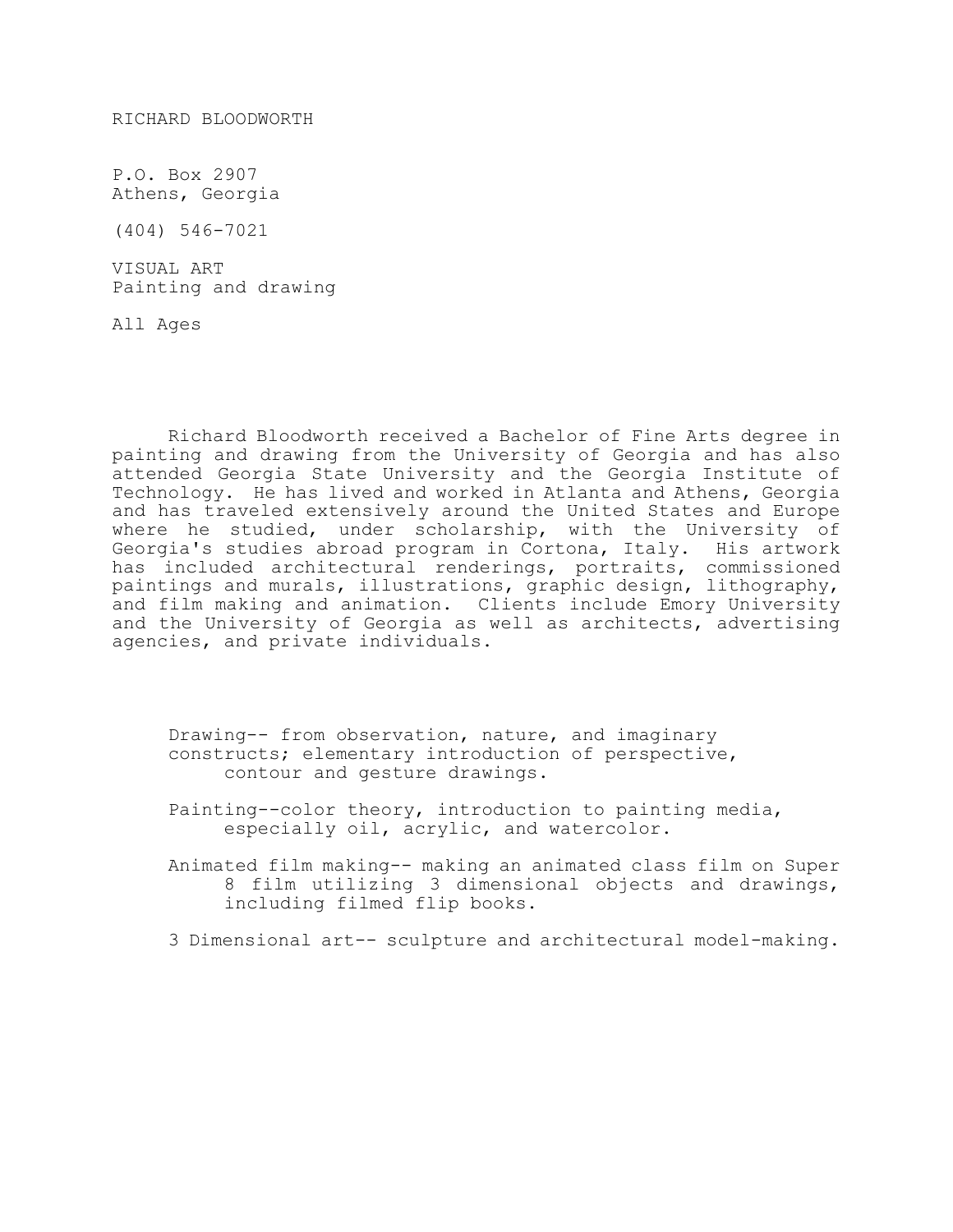RICHARD BLOODWORTH

P.O. Box 2907
Athens, Georgia

(404) 546-7021

VISUAL ART
Painting and drawing

All Ages

Richard Bloodworth received a Bachelor of Fine Arts degree in painting and drawing from the University of Georgia and has also attended Georgia State University and the Georgia Institute of Technology. He has lived and worked in Atlanta and Athens, Georgia and has traveled extensively around the United States and Europe where he studied, under scholarship, with the University of Georgia's studies abroad program in Cortona, Italy. His artwork has included architectural renderings, portraits, commissioned paintings and murals, illustrations, graphic design, lithography, and film making and animation. Clients include Emory University and the University of Georgia as well as architects, advertising agencies, and private individuals.

Drawing-- from observation, nature, and imaginary constructs; elementary introduction of perspective, contour and gesture drawings.

Painting--color theory, introduction to painting media, especially oil, acrylic, and watercolor.

Animated film making-- making an animated class film on Super 8 film utilizing 3 dimensional objects and drawings, including filmed flip books.

3 Dimensional art-- sculpture and architectural model-making.